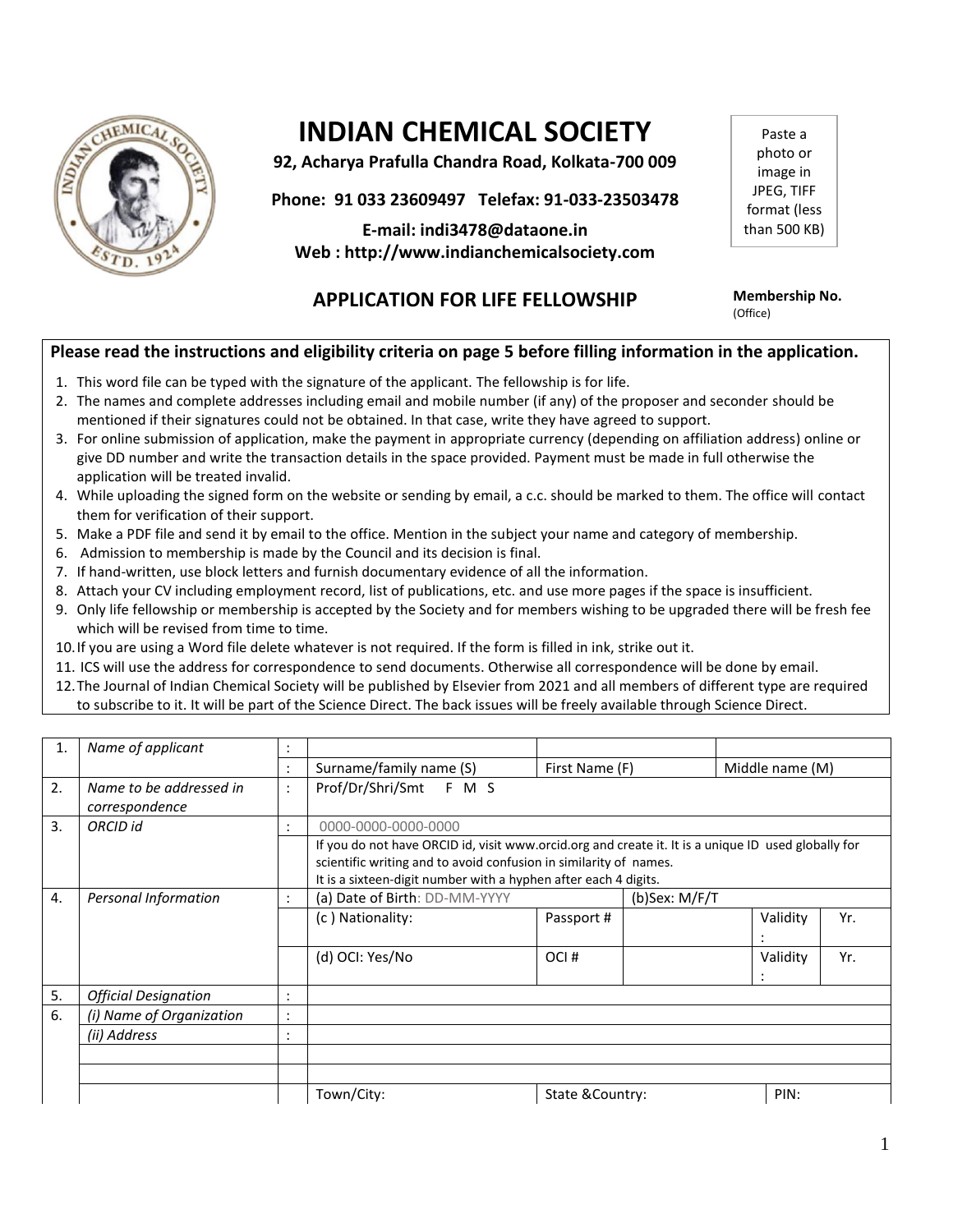# INDIAN CHEMICAL SOCIETY

**92, Acharya Prafulla Chandra Road, Kolkata-700 009**

**Phone: 91 033 23609497 Telefax: 91-033-23503478**

**E-mail: indi3478@dataone.in**
**Web : http://www.indianchemicalsociety.com**

Paste a photo or image in JPEG, TIFF format (less than 500 KB)

## APPLICATION FOR LIFE FELLOWSHIP

**Membership No.** (Office)

**Please read the instructions and eligibility criteria on page 5 before filling information in the application.**

1. This word file can be typed with the signature of the applicant. The fellowship is for life.
2. The names and complete addresses including email and mobile number (if any) of the proposer and seconder should be mentioned if their signatures could not be obtained. In that case, write they have agreed to support.
3. For online submission of application, make the payment in appropriate currency (depending on affiliation address) online or give DD number and write the transaction details in the space provided. Payment must be made in full otherwise the application will be treated invalid.
4. While uploading the signed form on the website or sending by email, a c.c. should be marked to them. The office will contact them for verification of their support.
5. Make a PDF file and send it by email to the office. Mention in the subject your name and category of membership.
6. Admission to membership is made by the Council and its decision is final.
7. If hand-written, use block letters and furnish documentary evidence of all the information.
8. Attach your CV including employment record, list of publications, etc. and use more pages if the space is insufficient.
9. Only life fellowship or membership is accepted by the Society and for members wishing to be upgraded there will be fresh fee which will be revised from time to time.
10. If you are using a Word file delete whatever is not required. If the form is filled in ink, strike out it.
11. ICS will use the address for correspondence to send documents. Otherwise all correspondence will be done by email.
12. The Journal of Indian Chemical Society will be published by Elsevier from 2021 and all members of different type are required to subscribe to it. It will be part of the Science Direct. The back issues will be freely available through Science Direct.

| | | | | | | | | |
|---|---|---|---|---|---|---|---|---|
| 1. | *Name of applicant* | : | | | | | | |
| | | : | Surname/family name (S) | First Name (F) | | Middle name (M) | | |
| 2. | *Name to be addressed in correspondence* | : | Prof/Dr/Shri/Smt F M S | | | | | |
| 3. | *ORCID id* | : | 0000-0000-0000-0000 | | | | | |
| | | | If you do not have ORCID id, visit www.orcid.org and create it. It is a unique ID used globally for scientific writing and to avoid confusion in similarity of names. It is a sixteen-digit number with a hyphen after each 4 digits. | | | | | |
| 4. | *Personal Information* | : | (a) Date of Birth: DD-MM-YYYY | | (b)Sex: M/F/T | | | |
| | | | (c ) Nationality: | Passport # | | | Validity : | Yr. |
| | | | (d) OCI: Yes/No | OCI # | | | Validity : | Yr. |
| 5. | *Official Designation* | : | | | | | | |
| 6. | *(i) Name of Organization* | : | | | | | | |
| | *(ii) Address* | : | | | | | | |
| | | | | | | | | |
| | | | | | | | | |
| | | | Town/City: | State &Country: | | | PIN: | |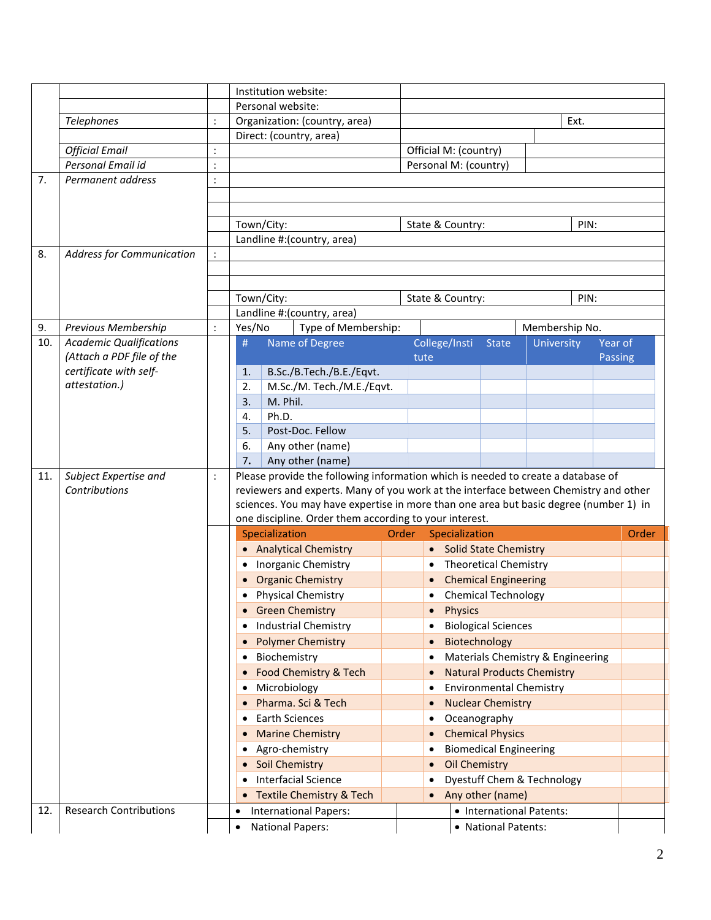| | | | | |
|---|---|---|---|---|
| | | | Institution website: | |
| | | | Personal website: | |
| | *Telephones* | : | Organization: (country, area) | Ext. |
| | | | Direct: (country, area) | |
| | *Official Email* | : | | Official M: (country) |
| | *Personal Email id* | : | | Personal M: (country) |
| 7. | *Permanent address* | : | | |
| | | | | |
| | | | | |
| | | | Town/City: | State & Country: PIN: |
| | | | Landline #:(country, area) | |
| 8. | *Address for Communication* | : | | |
| | | | | |
| | | | | |
| | | | Town/City: | State & Country: PIN: |
| | | | Landline #:(country, area) | |
| 9. | *Previous Membership* | : | Yes/No Type of Membership: | Membership No. |
| 10. | *Academic Qualifications (Attach a PDF file of the certificate with self-attestation.)* | | | |

| # | Name of Degree | College/Institute | State | University | Year of Passing |
|---|---|---|---|---|---|
| 1. | B.Sc./B.Tech./B.E./Eqvt. | | | | |
| 2. | M.Sc./M. Tech./M.E./Eqvt. | | | | |
| 3. | M. Phil. | | | | |
| 4. | Ph.D. | | | | |
| 5. | Post-Doc. Fellow | | | | |
| 6. | Any other (name) | | | | |
| 7. | Any other (name) | | | | |

**11. *Subject Expertise and Contributions*** :

Please provide the following information which is needed to create a database of reviewers and experts. Many of you work at the interface between Chemistry and other sciences. You may have expertise in more than one area but basic degree (number 1) in one discipline. Order them according to your interest.

| Specialization | Order | Specialization | Order |
|---|---|---|---|
| • Analytical Chemistry | | • Solid State Chemistry | |
| • Inorganic Chemistry | | • Theoretical Chemistry | |
| • Organic Chemistry | | • Chemical Engineering | |
| • Physical Chemistry | | • Chemical Technology | |
| • Green Chemistry | | • Physics | |
| • Industrial Chemistry | | • Biological Sciences | |
| • Polymer Chemistry | | • Biotechnology | |
| • Biochemistry | | • Materials Chemistry & Engineering | |
| • Food Chemistry & Tech | | • Natural Products Chemistry | |
| • Microbiology | | • Environmental Chemistry | |
| • Pharma. Sci & Tech | | • Nuclear Chemistry | |
| • Earth Sciences | | • Oceanography | |
| • Marine Chemistry | | • Chemical Physics | |
| • Agro-chemistry | | • Biomedical Engineering | |
| • Soil Chemistry | | • Oil Chemistry | |
| • Interfacial Science | | • Dyestuff Chem & Technology | |
| • Textile Chemistry & Tech | | • Any other (name) | |

**12. Research Contributions**

| | | | |
|---|---|---|---|
| • International Papers: | | • International Patents: | |
| • National Papers: | | • National Patents: | |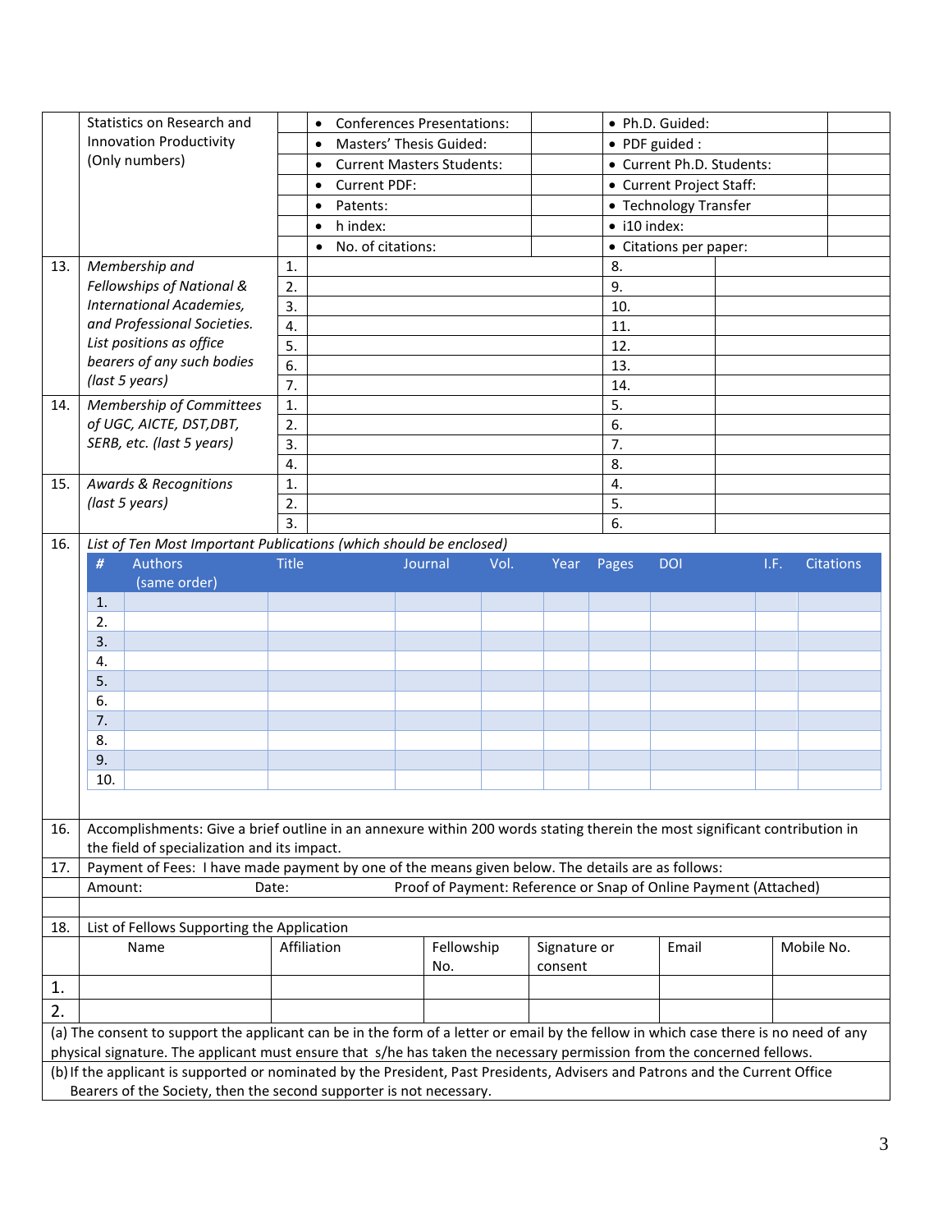| | | | | | | |
|---|---|---|---|---|---|---|
| | Statistics on Research and Innovation Productivity (Only numbers) | | • Conferences Presentations: | | • Ph.D. Guided: | |
| | | | • Masters' Thesis Guided: | | • PDF guided : | |
| | | | • Current Masters Students: | | • Current Ph.D. Students: | |
| | | | • Current PDF: | | • Current Project Staff: | |
| | | | • Patents: | | • Technology Transfer | |
| | | | • h index: | | • i10 index: | |
| | | | • No. of citations: | | • Citations per paper: | |

| | | | | | |
|---|---|---|---|---|---|
| 13. | *Membership and Fellowships of National & International Academies, and Professional Societies. List positions as office bearers of any such bodies (last 5 years)* | 1. | | 8. | |
| | | 2. | | 9. | |
| | | 3. | | 10. | |
| | | 4. | | 11. | |
| | | 5. | | 12. | |
| | | 6. | | 13. | |
| | | 7. | | 14. | |
| 14. | *Membership of Committees of UGC, AICTE, DST,DBT, SERB, etc. (last 5 years)* | 1. | | 5. | |
| | | 2. | | 6. | |
| | | 3. | | 7. | |
| | | 4. | | 8. | |
| 15. | *Awards & Recognitions (last 5 years)* | 1. | | 4. | |
| | | 2. | | 5. | |
| | | 3. | | 6. | |

16. *List of Ten Most Important Publications (which should be enclosed)*

| # | Authors (same order) | Title | Journal | Vol. | Year | Pages | DOI | I.F. | Citations |
|---|---|---|---|---|---|---|---|---|---|
| 1. | | | | | | | | | |
| 2. | | | | | | | | | |
| 3. | | | | | | | | | |
| 4. | | | | | | | | | |
| 5. | | | | | | | | | |
| 6. | | | | | | | | | |
| 7. | | | | | | | | | |
| 8. | | | | | | | | | |
| 9. | | | | | | | | | |
| 10. | | | | | | | | | |

16. Accomplishments: Give a brief outline in an annexure within 200 words stating therein the most significant contribution in the field of specialization and its impact.

17. Payment of Fees: I have made payment by one of the means given below. The details are as follows:

Amount: Date: Proof of Payment: Reference or Snap of Online Payment (Attached)

18. List of Fellows Supporting the Application

| | Name | Affiliation | Fellowship No. | Signature or consent | Email | Mobile No. |
|---|---|---|---|---|---|---|
| 1. | | | | | | |
| 2. | | | | | | |

(a) The consent to support the applicant can be in the form of a letter or email by the fellow in which case there is no need of any physical signature. The applicant must ensure that s/he has taken the necessary permission from the concerned fellows.

(b) If the applicant is supported or nominated by the President, Past Presidents, Advisers and Patrons and the Current Office Bearers of the Society, then the second supporter is not necessary.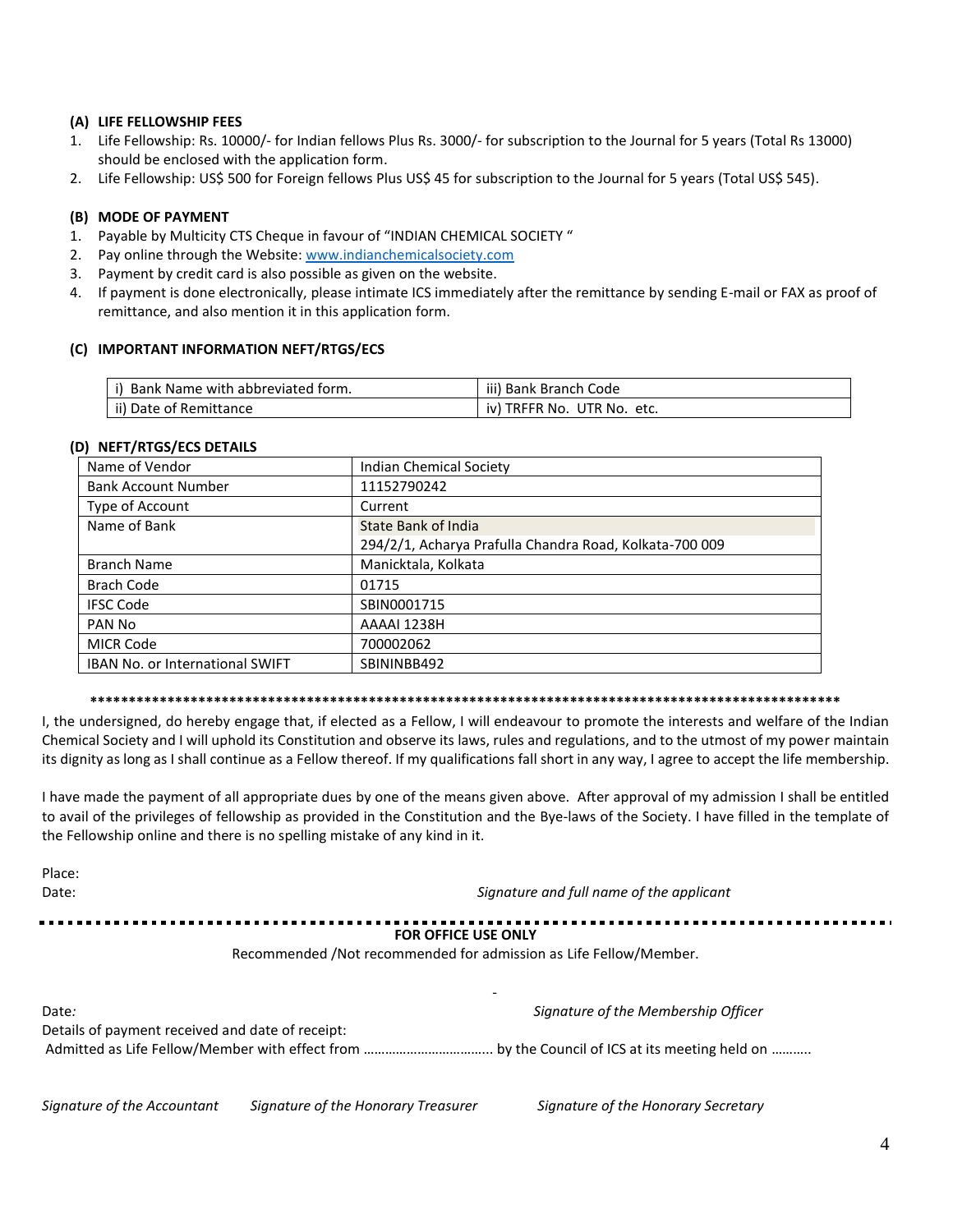### (A) LIFE FELLOWSHIP FEES

1. Life Fellowship: Rs. 10000/- for Indian fellows Plus Rs. 3000/- for subscription to the Journal for 5 years (Total Rs 13000) should be enclosed with the application form.
2. Life Fellowship: US$ 500 for Foreign fellows Plus US$ 45 for subscription to the Journal for 5 years (Total US$ 545).

### (B) MODE OF PAYMENT

1. Payable by Multicity CTS Cheque in favour of "INDIAN CHEMICAL SOCIETY "
2. Pay online through the Website: www.indianchemicalsociety.com
3. Payment by credit card is also possible as given on the website.
4. If payment is done electronically, please intimate ICS immediately after the remittance by sending E-mail or FAX as proof of remittance, and also mention it in this application form.

### (C) IMPORTANT INFORMATION NEFT/RTGS/ECS

| i) Bank Name with abbreviated form. | iii) Bank Branch Code |
|---|---|
| ii) Date of Remittance | iv) TRFFR No. UTR No. etc. |

### (D) NEFT/RTGS/ECS DETAILS

| Name of Vendor | Indian Chemical Society |
|---|---|
| Bank Account Number | 11152790242 |
| Type of Account | Current |
| Name of Bank | State Bank of India<br>294/2/1, Acharya Prafulla Chandra Road, Kolkata-700 009 |
| Branch Name | Manicktala, Kolkata |
| Brach Code | 01715 |
| IFSC Code | SBIN0001715 |
| PAN No | AAAAI 1238H |
| MICR Code | 700002062 |
| IBAN No. or International SWIFT | SBININBB492 |

****************************************************************************************************

I, the undersigned, do hereby engage that, if elected as a Fellow, I will endeavour to promote the interests and welfare of the Indian Chemical Society and I will uphold its Constitution and observe its laws, rules and regulations, and to the utmost of my power maintain its dignity as long as I shall continue as a Fellow thereof. If my qualifications fall short in any way, I agree to accept the life membership.

I have made the payment of all appropriate dues by one of the means given above. After approval of my admission I shall be entitled to avail of the privileges of fellowship as provided in the Constitution and the Bye-laws of the Society. I have filled in the template of the Fellowship online and there is no spelling mistake of any kind in it.

Place:

Date: *Signature and full name of the applicant*

---

**FOR OFFICE USE ONLY**

Recommended /Not recommended for admission as Life Fellow/Member.

Date: *Signature of the Membership Officer*

Details of payment received and date of receipt:

Admitted as Life Fellow/Member with effect from ……………………………… by the Council of ICS at its meeting held on ……….

*Signature of the Accountant* *Signature of the Honorary Treasurer* *Signature of the Honorary Secretary*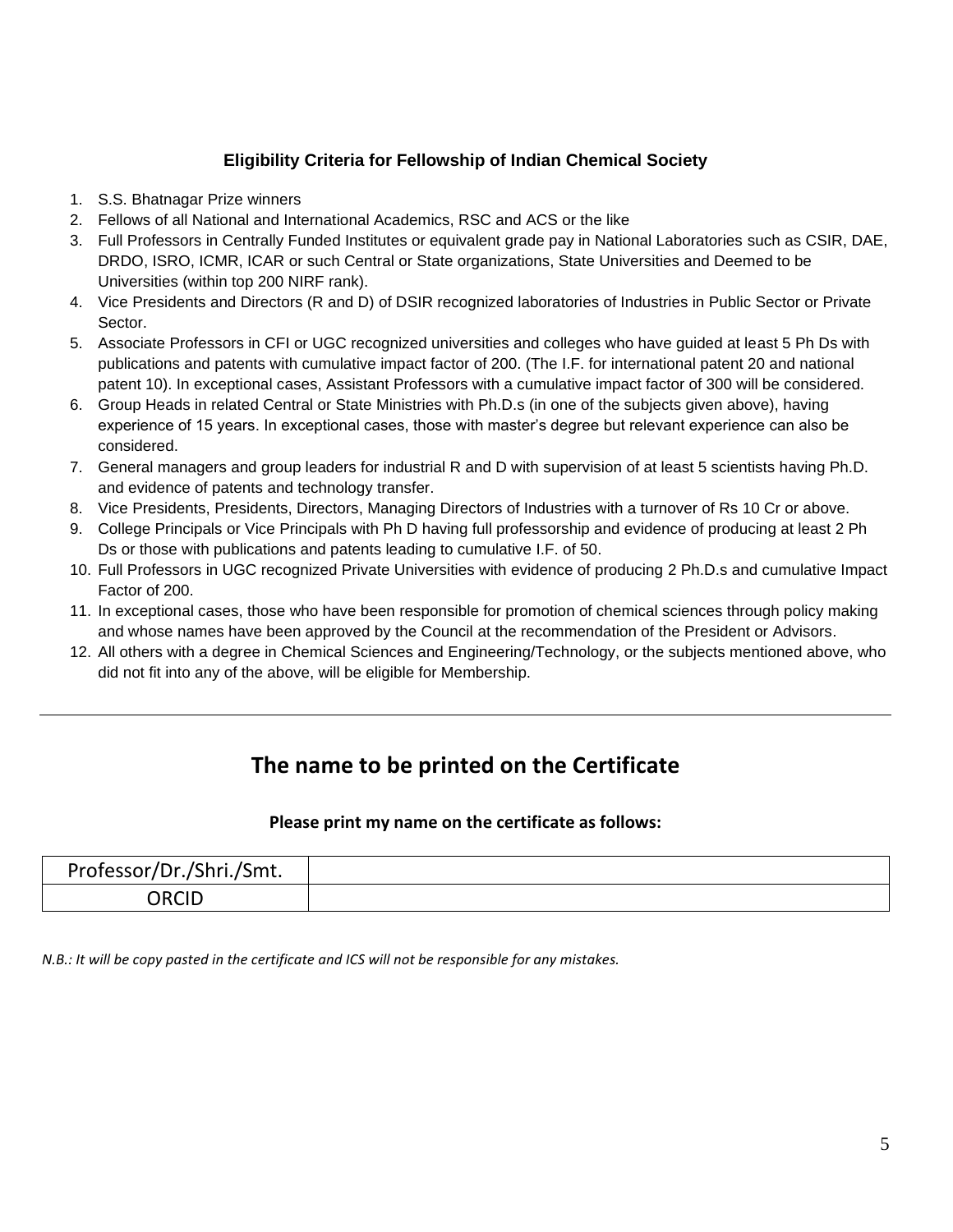### Eligibility Criteria for Fellowship of Indian Chemical Society

1. S.S. Bhatnagar Prize winners
2. Fellows of all National and International Academics, RSC and ACS or the like
3. Full Professors in Centrally Funded Institutes or equivalent grade pay in National Laboratories such as CSIR, DAE, DRDO, ISRO, ICMR, ICAR or such Central or State organizations, State Universities and Deemed to be Universities (within top 200 NIRF rank).
4. Vice Presidents and Directors (R and D) of DSIR recognized laboratories of Industries in Public Sector or Private Sector.
5. Associate Professors in CFI or UGC recognized universities and colleges who have guided at least 5 Ph Ds with publications and patents with cumulative impact factor of 200. (The I.F. for international patent 20 and national patent 10). In exceptional cases, Assistant Professors with a cumulative impact factor of 300 will be considered.
6. Group Heads in related Central or State Ministries with Ph.D.s (in one of the subjects given above), having experience of 15 years. In exceptional cases, those with master's degree but relevant experience can also be considered.
7. General managers and group leaders for industrial R and D with supervision of at least 5 scientists having Ph.D. and evidence of patents and technology transfer.
8. Vice Presidents, Presidents, Directors, Managing Directors of Industries with a turnover of Rs 10 Cr or above.
9. College Principals or Vice Principals with Ph D having full professorship and evidence of producing at least 2 Ph Ds or those with publications and patents leading to cumulative I.F. of 50.
10. Full Professors in UGC recognized Private Universities with evidence of producing 2 Ph.D.s and cumulative Impact Factor of 200.
11. In exceptional cases, those who have been responsible for promotion of chemical sciences through policy making and whose names have been approved by the Council at the recommendation of the President or Advisors.
12. All others with a degree in Chemical Sciences and Engineering/Technology, or the subjects mentioned above, who did not fit into any of the above, will be eligible for Membership.

---

## The name to be printed on the Certificate

**Please print my name on the certificate as follows:**

| | |
|---|---|
| Professor/Dr./Shri./Smt. | |
| ORCID | |

*N.B.: It will be copy pasted in the certificate and ICS will not be responsible for any mistakes.*